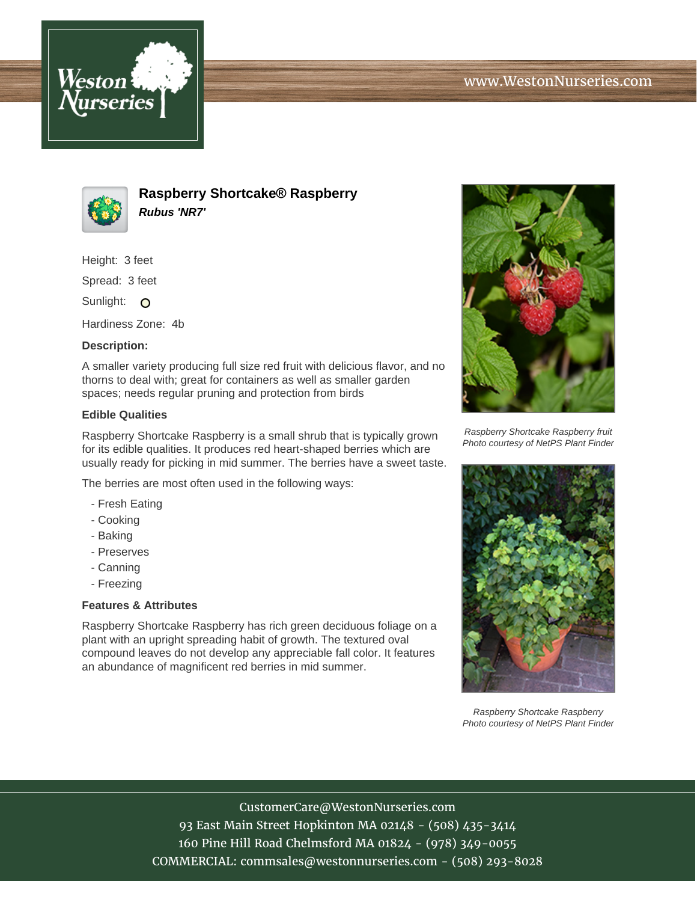www.WestonNurseries.com

# Raspberry Shortcake® Raspberry

***Rubus 'NR7'***

Height: 3 feet

Spread: 3 feet

Sunlight:

Hardiness Zone: 4b

**Description:**

A smaller variety producing full size red fruit with delicious flavor, and no thorns to deal with; great for containers as well as smaller garden spaces; needs regular pruning and protection from birds

**Edible Qualities**

Raspberry Shortcake Raspberry is a small shrub that is typically grown for its edible qualities. It produces red heart-shaped berries which are usually ready for picking in mid summer. The berries have a sweet taste.

The berries are most often used in the following ways:

- Fresh Eating
- Cooking
- Baking
- Preserves
- Canning
- Freezing

**Features & Attributes**

Raspberry Shortcake Raspberry has rich green deciduous foliage on a plant with an upright spreading habit of growth. The textured oval compound leaves do not develop any appreciable fall color. It features an abundance of magnificent red berries in mid summer.

*Raspberry Shortcake Raspberry fruit*
*Photo courtesy of NetPS Plant Finder*

*Raspberry Shortcake Raspberry*
*Photo courtesy of NetPS Plant Finder*

CustomerCare@WestonNurseries.com
93 East Main Street Hopkinton MA 02148 - (508) 435-3414
160 Pine Hill Road Chelmsford MA 01824 - (978) 349-0055
COMMERCIAL: commsales@westonnurseries.com - (508) 293-8028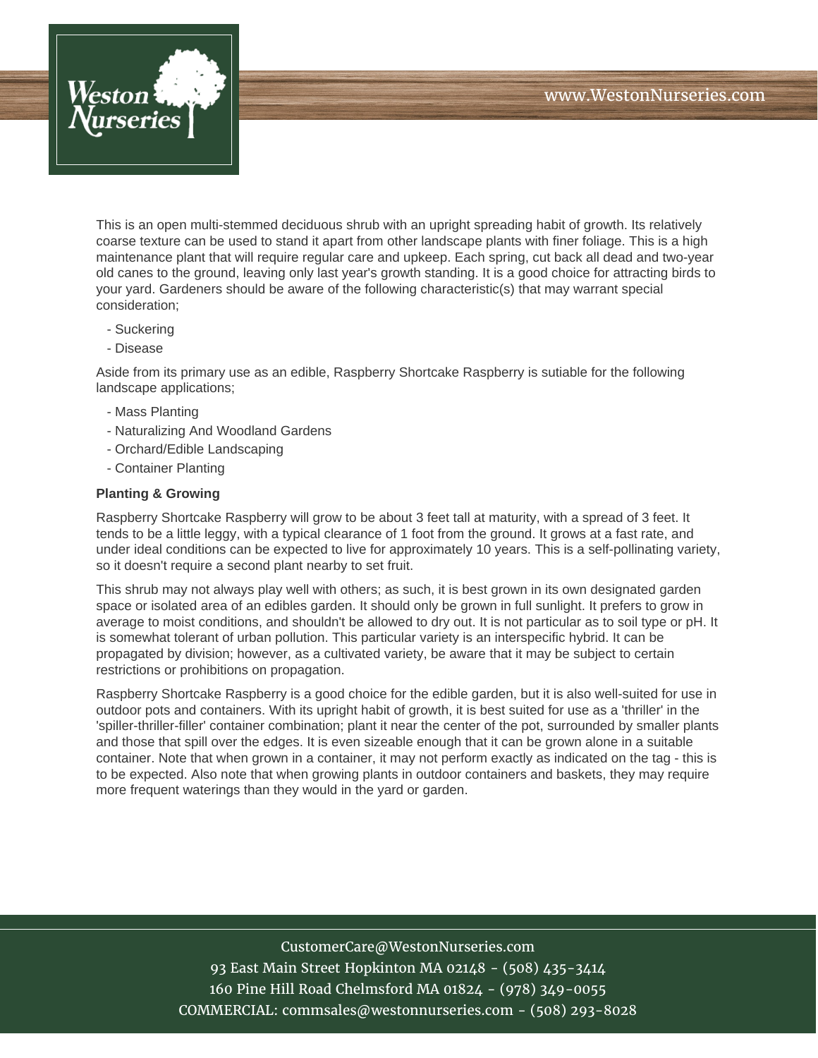This is an open multi-stemmed deciduous shrub with an upright spreading habit of growth. Its relatively coarse texture can be used to stand it apart from other landscape plants with finer foliage. This is a high maintenance plant that will require regular care and upkeep. Each spring, cut back all dead and two-year old canes to the ground, leaving only last year's growth standing. It is a good choice for attracting birds to your yard. Gardeners should be aware of the following characteristic(s) that may warrant special consideration;

- Suckering
- Disease

Aside from its primary use as an edible, Raspberry Shortcake Raspberry is sutiable for the following landscape applications;

- Mass Planting
- Naturalizing And Woodland Gardens
- Orchard/Edible Landscaping
- Container Planting

**Planting & Growing**

Raspberry Shortcake Raspberry will grow to be about 3 feet tall at maturity, with a spread of 3 feet. It tends to be a little leggy, with a typical clearance of 1 foot from the ground. It grows at a fast rate, and under ideal conditions can be expected to live for approximately 10 years. This is a self-pollinating variety, so it doesn't require a second plant nearby to set fruit.

This shrub may not always play well with others; as such, it is best grown in its own designated garden space or isolated area of an edibles garden. It should only be grown in full sunlight. It prefers to grow in average to moist conditions, and shouldn't be allowed to dry out. It is not particular as to soil type or pH. It is somewhat tolerant of urban pollution. This particular variety is an interspecific hybrid. It can be propagated by division; however, as a cultivated variety, be aware that it may be subject to certain restrictions or prohibitions on propagation.

Raspberry Shortcake Raspberry is a good choice for the edible garden, but it is also well-suited for use in outdoor pots and containers. With its upright habit of growth, it is best suited for use as a 'thriller' in the 'spiller-thriller-filler' container combination; plant it near the center of the pot, surrounded by smaller plants and those that spill over the edges. It is even sizeable enough that it can be grown alone in a suitable container. Note that when grown in a container, it may not perform exactly as indicated on the tag - this is to be expected. Also note that when growing plants in outdoor containers and baskets, they may require more frequent waterings than they would in the yard or garden.